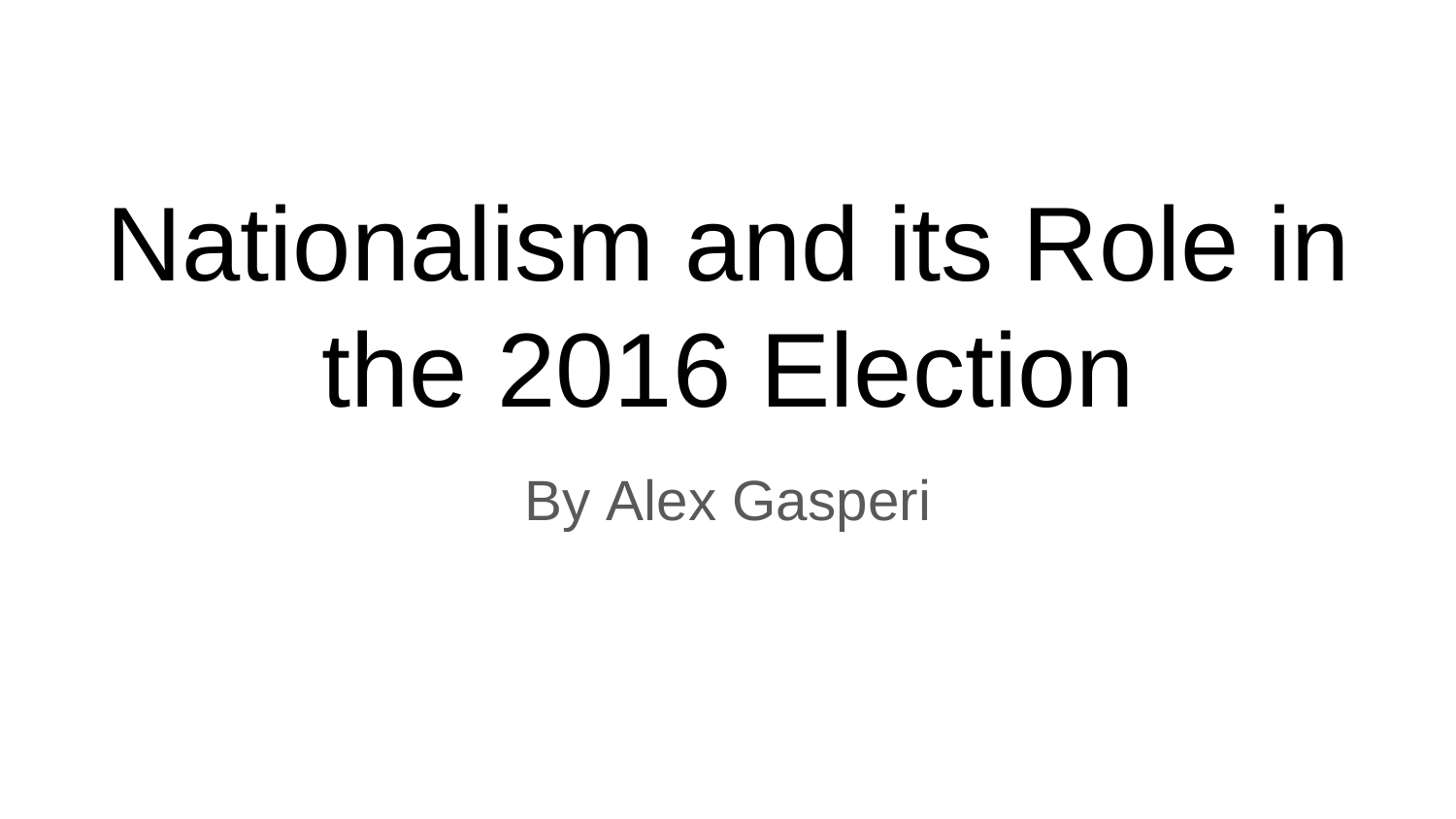# Nationalism and its Role in the 2016 Election

By Alex Gasperi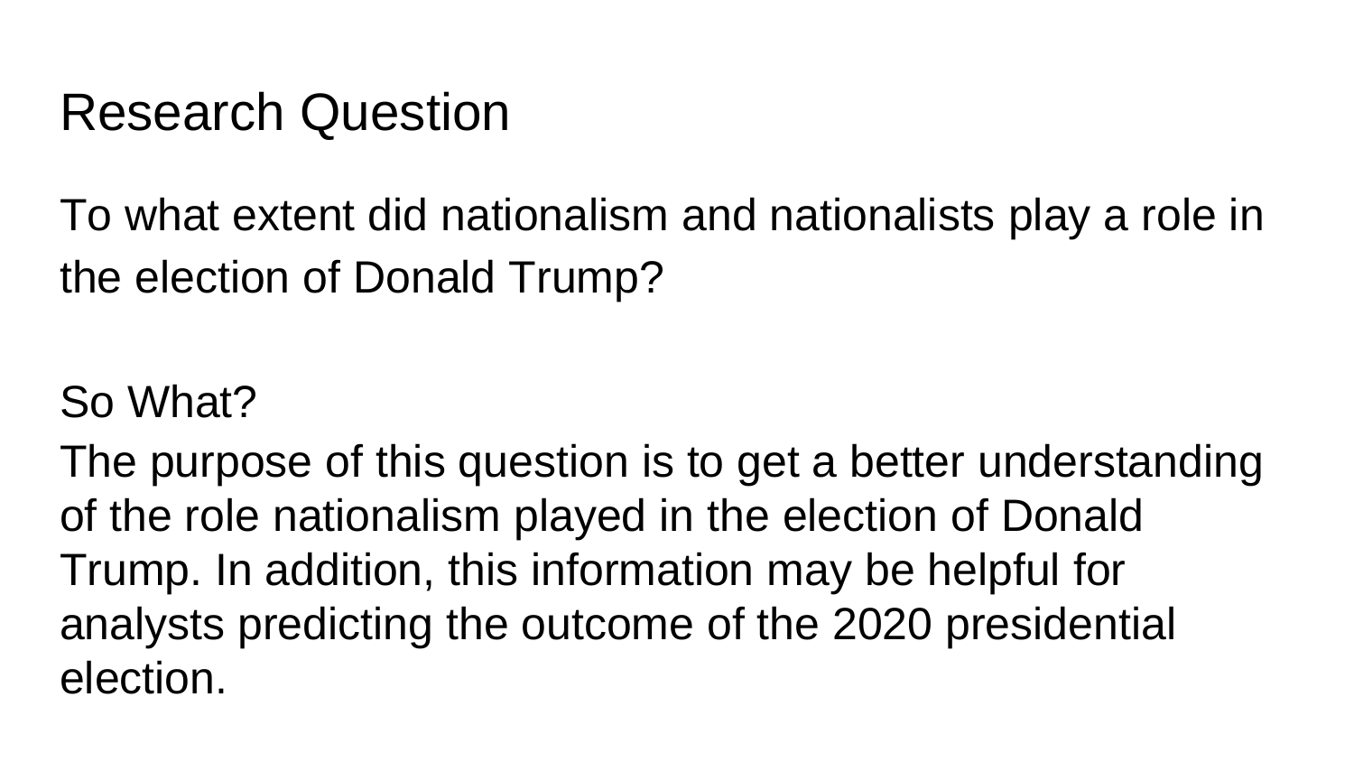# Research Question

To what extent did nationalism and nationalists play a role in the election of Donald Trump?

## So What?

The purpose of this question is to get a better understanding of the role nationalism played in the election of Donald Trump. In addition, this information may be helpful for analysts predicting the outcome of the 2020 presidential election.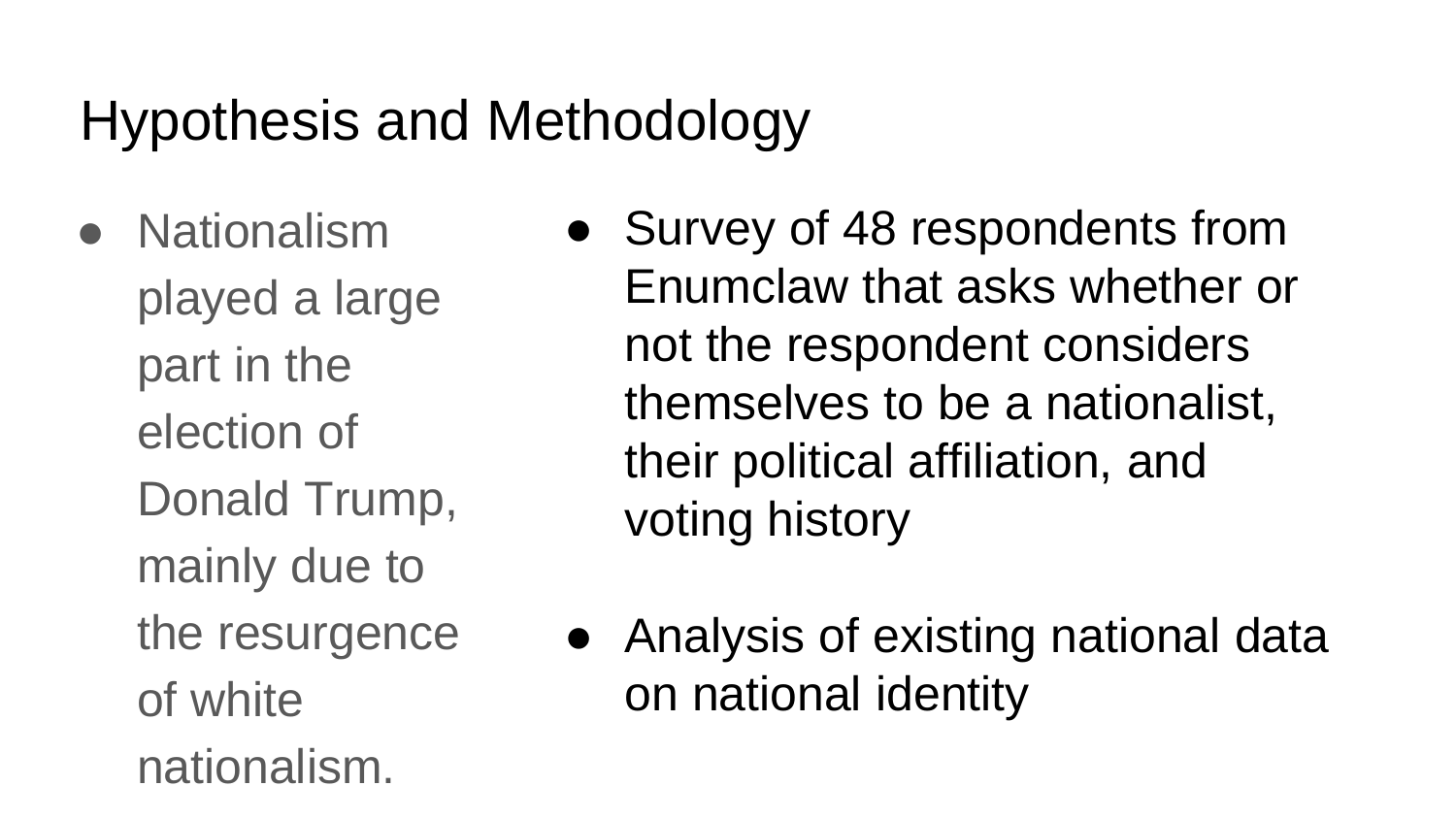# Hypothesis and Methodology

- Nationalism played a large part in the election of Donald Trump, mainly due to the resurgence of white nationalism.

- Survey of 48 respondents from Enumclaw that asks whether or not the respondent considers themselves to be a nationalist, their political affiliation, and voting history
- Analysis of existing national data on national identity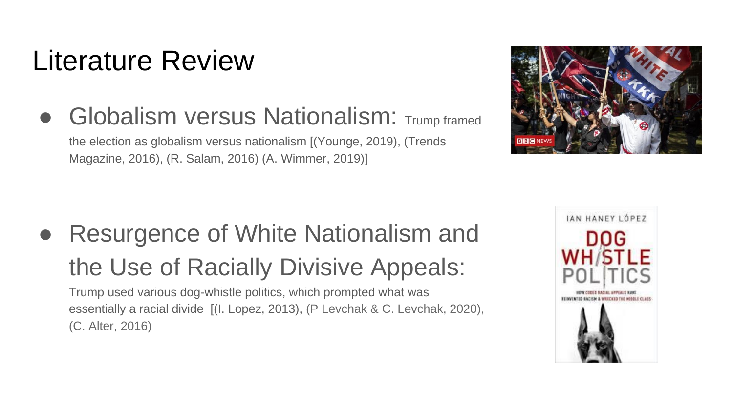# Literature Review

- Globalism versus Nationalism: Trump framed the election as globalism versus nationalism [(Younge, 2019), (Trends Magazine, 2016), (R. Salam, 2016) (A. Wimmer, 2019)]

- Resurgence of White Nationalism and the Use of Racially Divisive Appeals: Trump used various dog-whistle politics, which prompted what was essentially a racial divide [(I. Lopez, 2013), (P Levchak & C. Levchak, 2020), (C. Alter, 2016)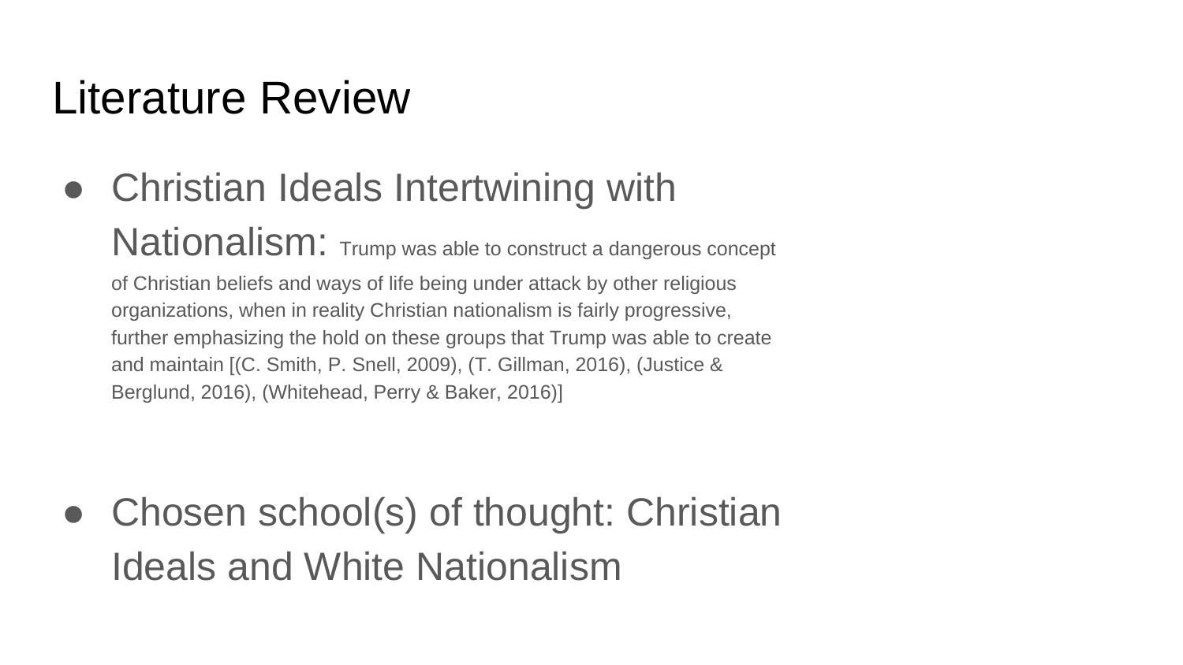# Literature Review

- Christian Ideals Intertwining with Nationalism: Trump was able to construct a dangerous concept of Christian beliefs and ways of life being under attack by other religious organizations, when in reality Christian nationalism is fairly progressive, further emphasizing the hold on these groups that Trump was able to create and maintain [(C. Smith, P. Snell, 2009), (T. Gillman, 2016), (Justice & Berglund, 2016), (Whitehead, Perry & Baker, 2016)]

- Chosen school(s) of thought: Christian Ideals and White Nationalism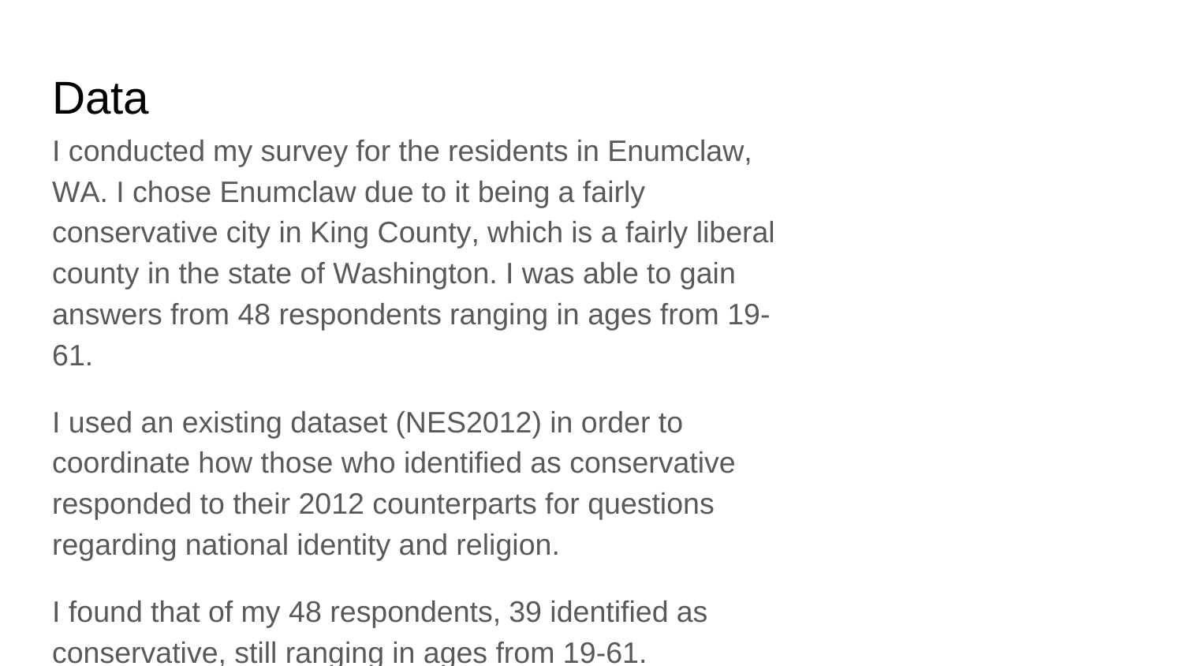# Data

I conducted my survey for the residents in Enumclaw, WA. I chose Enumclaw due to it being a fairly conservative city in King County, which is a fairly liberal county in the state of Washington. I was able to gain answers from 48 respondents ranging in ages from 19-61.

I used an existing dataset (NES2012) in order to coordinate how those who identified as conservative responded to their 2012 counterparts for questions regarding national identity and religion.

I found that of my 48 respondents, 39 identified as conservative, still ranging in ages from 19-61.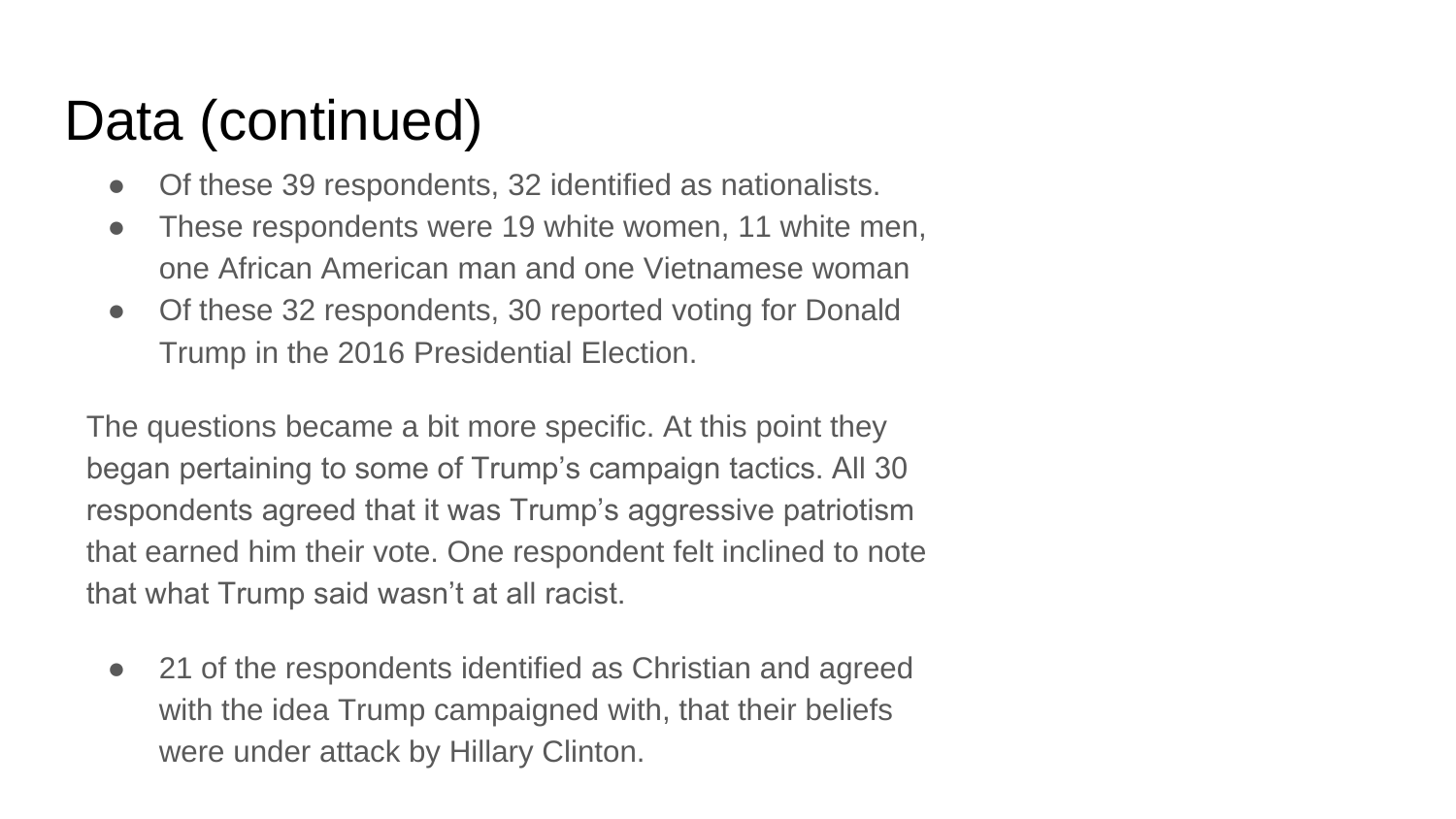# Data (continued)

- Of these 39 respondents, 32 identified as nationalists.
- These respondents were 19 white women, 11 white men, one African American man and one Vietnamese woman
- Of these 32 respondents, 30 reported voting for Donald Trump in the 2016 Presidential Election.

The questions became a bit more specific. At this point they began pertaining to some of Trump's campaign tactics. All 30 respondents agreed that it was Trump's aggressive patriotism that earned him their vote. One respondent felt inclined to note that what Trump said wasn't at all racist.

- 21 of the respondents identified as Christian and agreed with the idea Trump campaigned with, that their beliefs were under attack by Hillary Clinton.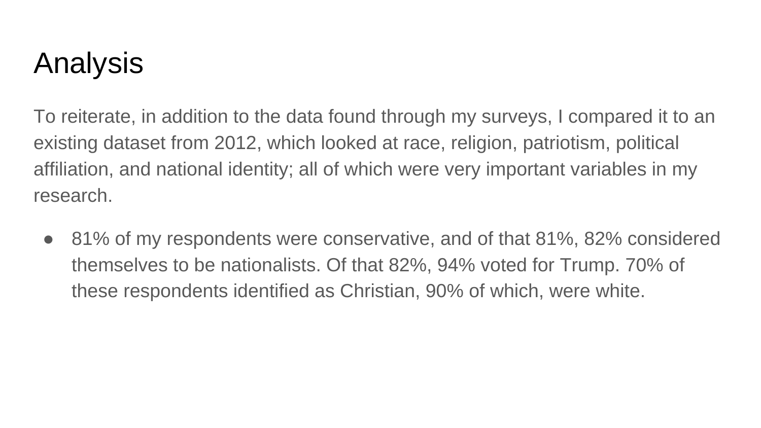# Analysis

To reiterate, in addition to the data found through my surveys, I compared it to an existing dataset from 2012, which looked at race, religion, patriotism, political affiliation, and national identity; all of which were very important variables in my research.

- 81% of my respondents were conservative, and of that 81%, 82% considered themselves to be nationalists. Of that 82%, 94% voted for Trump. 70% of these respondents identified as Christian, 90% of which, were white.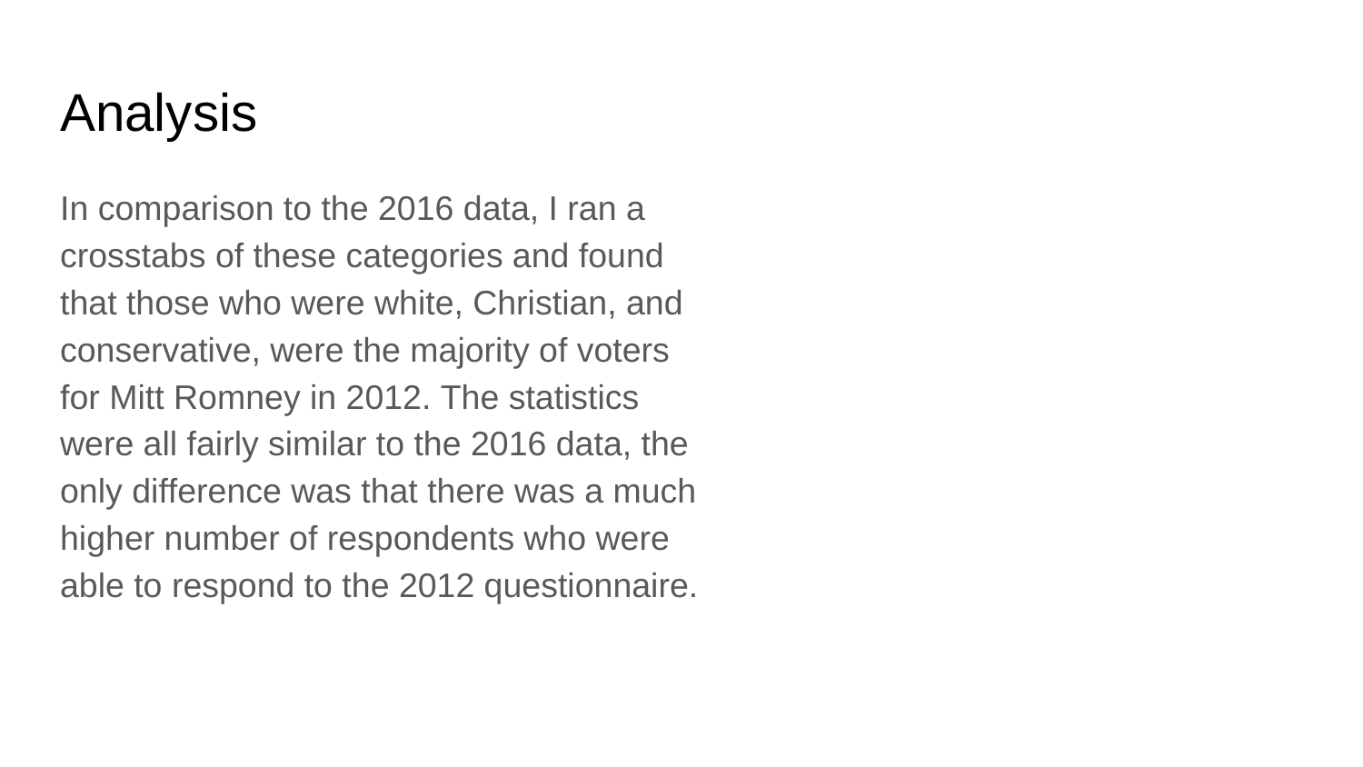# Analysis

In comparison to the 2016 data, I ran a crosstabs of these categories and found that those who were white, Christian, and conservative, were the majority of voters for Mitt Romney in 2012. The statistics were all fairly similar to the 2016 data, the only difference was that there was a much higher number of respondents who were able to respond to the 2012 questionnaire.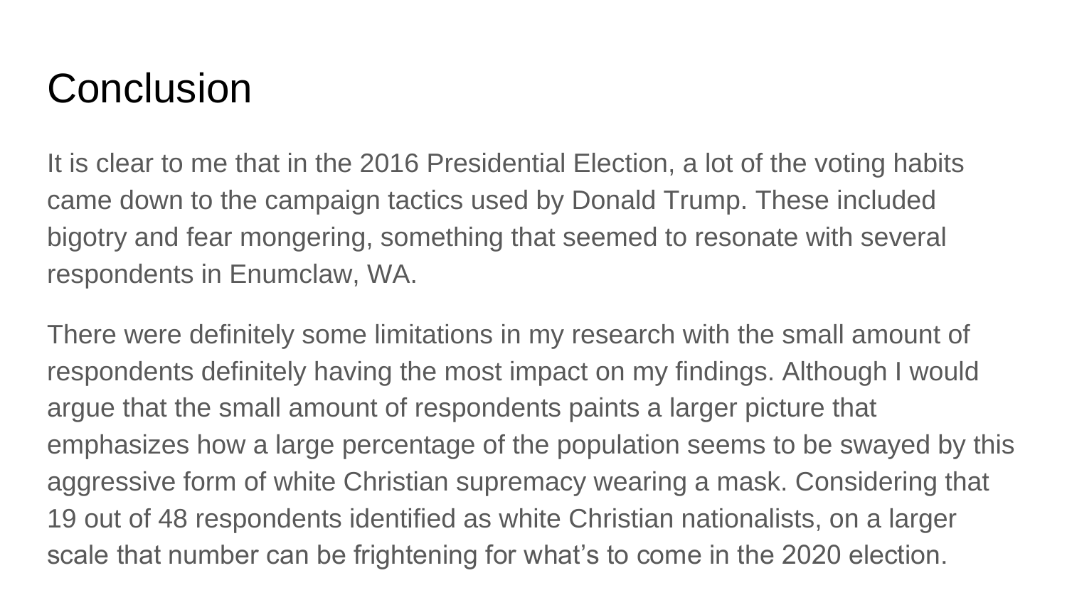# Conclusion

It is clear to me that in the 2016 Presidential Election, a lot of the voting habits came down to the campaign tactics used by Donald Trump. These included bigotry and fear mongering, something that seemed to resonate with several respondents in Enumclaw, WA.

There were definitely some limitations in my research with the small amount of respondents definitely having the most impact on my findings. Although I would argue that the small amount of respondents paints a larger picture that emphasizes how a large percentage of the population seems to be swayed by this aggressive form of white Christian supremacy wearing a mask. Considering that 19 out of 48 respondents identified as white Christian nationalists, on a larger scale that number can be frightening for what's to come in the 2020 election.